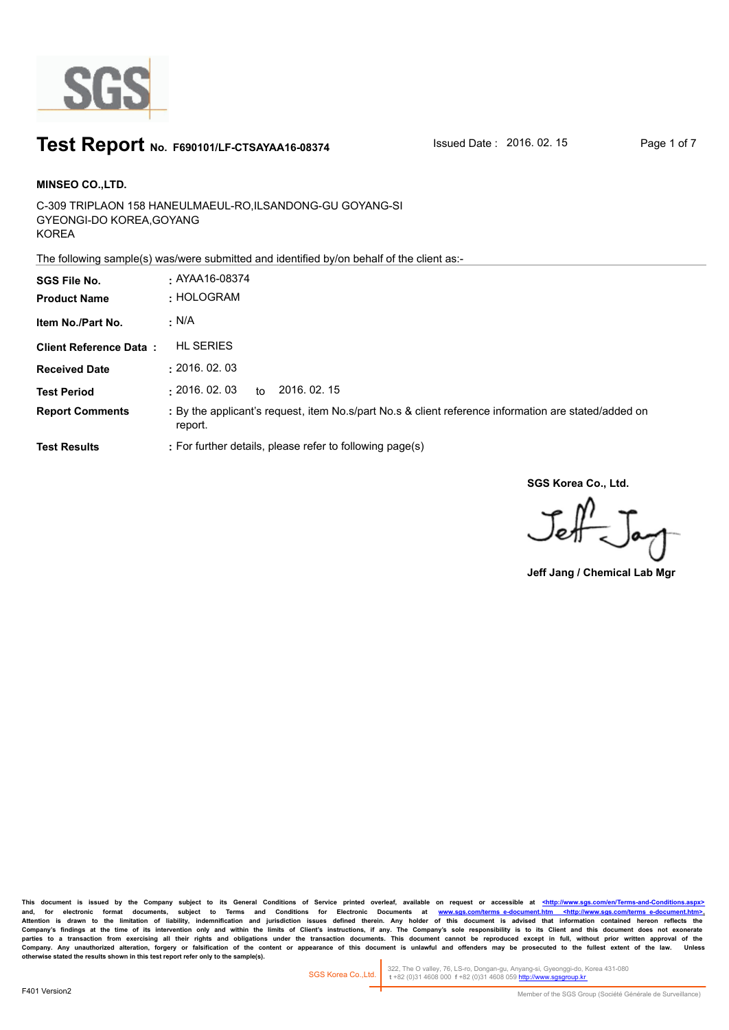# Test Report No. F690101/LF-CTSAYAA16-08374

Issued Date : 2016. 02. 15

**MINSEO CO.,LTD.**

C-309 TRIPLAON 158 HANEULMAEUL-RO,ILSANDONG-GU GOYANG-SI
GYEONGI-DO KOREA,GOYANG
KOREA

The following sample(s) was/were submitted and identified by/on behalf of the client as:-

| | |
|---|---|
| **SGS File No.** | : AYAA16-08374 |
| **Product Name** | : HOLOGRAM |
| **Item No./Part No.** | : N/A |
| **Client Reference Data** : | HL SERIES |
| **Received Date** | : 2016. 02. 03 |
| **Test Period** | : 2016. 02. 03 to 2016. 02. 15 |
| **Report Comments** | : By the applicant's request, item No.s/part No.s & client reference information are stated/added on report. |
| **Test Results** | : For further details, please refer to following page(s) |

**SGS Korea Co., Ltd.**

**Jeff Jang / Chemical Lab Mgr**

**This document is issued by the Company subject to its General Conditions of Service printed overleaf, available on request or accessible at <http://www.sgs.com/en/Terms-and-Conditions.aspx> and, for electronic format documents, subject to Terms and Conditions for Electronic Documents at www.sgs.com/terms_e-document.htm <http://www.sgs.com/terms_e-document.htm>. Attention is drawn to the limitation of liability, indemnification and jurisdiction issues defined therein. Any holder of this document is advised that information contained hereon reflects the Company's findings at the time of its intervention only and within the limits of Client's instructions, if any. The Company's sole responsibility is to its Client and this document does not exonerate parties to a transaction from exercising all their rights and obligations under the transaction documents. This document cannot be reproduced except in full, without prior written approval of the Company. Any unauthorized alteration, forgery or falsification of the content or appearance of this document is unlawful and offenders may be prosecuted to the fullest extent of the law. Unless otherwise stated the results shown in this test report refer only to the sample(s).**

SGS Korea Co.,Ltd. | 322, The O valley, 76, LS-ro, Dongan-gu, Anyang-si, Gyeonggi-do, Korea 431-080 t +82 (0)31 4608 000 f +82 (0)31 4608 059 http://www.sgsgroup.kr

F401 Version2

Member of the SGS Group (Société Générale de Surveillance)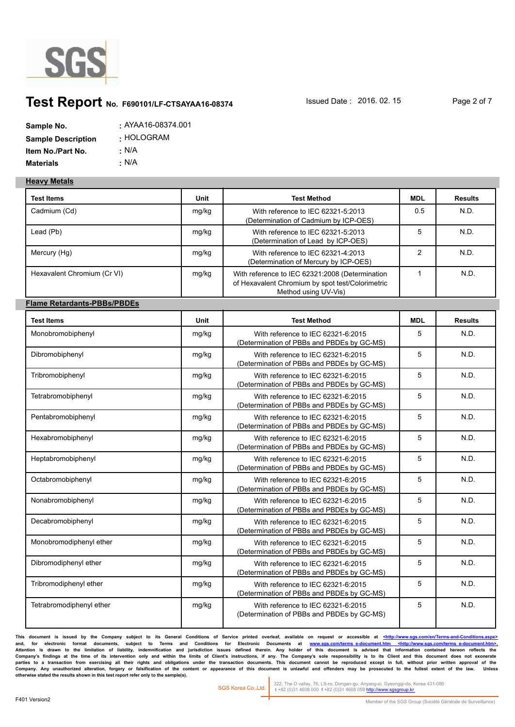# Test Report No. F690101/LF-CTSAYAA16-08374

Issued Date : 2016. 02. 15

**Sample No.** : AYAA16-08374.001
**Sample Description** : HOLOGRAM
**Item No./Part No.** : N/A
**Materials** : N/A

## Heavy Metals

| Test Items | Unit | Test Method | MDL | Results |
|---|---|---|---|---|
| Cadmium (Cd) | mg/kg | With reference to IEC 62321-5:2013 (Determination of Cadmium by ICP-OES) | 0.5 | N.D. |
| Lead (Pb) | mg/kg | With reference to IEC 62321-5:2013 (Determination of Lead by ICP-OES) | 5 | N.D. |
| Mercury (Hg) | mg/kg | With reference to IEC 62321-4:2013 (Determination of Mercury by ICP-OES) | 2 | N.D. |
| Hexavalent Chromium (Cr VI) | mg/kg | With reference to IEC 62321:2008 (Determination of Hexavalent Chromium by spot test/Colorimetric Method using UV-Vis) | 1 | N.D. |

## Flame Retardants-PBBs/PBDEs

| Test Items | Unit | Test Method | MDL | Results |
|---|---|---|---|---|
| Monobromobiphenyl | mg/kg | With reference to IEC 62321-6:2015 (Determination of PBBs and PBDEs by GC-MS) | 5 | N.D. |
| Dibromobiphenyl | mg/kg | With reference to IEC 62321-6:2015 (Determination of PBBs and PBDEs by GC-MS) | 5 | N.D. |
| Tribromobiphenyl | mg/kg | With reference to IEC 62321-6:2015 (Determination of PBBs and PBDEs by GC-MS) | 5 | N.D. |
| Tetrabromobiphenyl | mg/kg | With reference to IEC 62321-6:2015 (Determination of PBBs and PBDEs by GC-MS) | 5 | N.D. |
| Pentabromobiphenyl | mg/kg | With reference to IEC 62321-6:2015 (Determination of PBBs and PBDEs by GC-MS) | 5 | N.D. |
| Hexabromobiphenyl | mg/kg | With reference to IEC 62321-6:2015 (Determination of PBBs and PBDEs by GC-MS) | 5 | N.D. |
| Heptabromobiphenyl | mg/kg | With reference to IEC 62321-6:2015 (Determination of PBBs and PBDEs by GC-MS) | 5 | N.D. |
| Octabromobiphenyl | mg/kg | With reference to IEC 62321-6:2015 (Determination of PBBs and PBDEs by GC-MS) | 5 | N.D. |
| Nonabromobiphenyl | mg/kg | With reference to IEC 62321-6:2015 (Determination of PBBs and PBDEs by GC-MS) | 5 | N.D. |
| Decabromobiphenyl | mg/kg | With reference to IEC 62321-6:2015 (Determination of PBBs and PBDEs by GC-MS) | 5 | N.D. |
| Monobromodiphenyl ether | mg/kg | With reference to IEC 62321-6:2015 (Determination of PBBs and PBDEs by GC-MS) | 5 | N.D. |
| Dibromodiphenyl ether | mg/kg | With reference to IEC 62321-6:2015 (Determination of PBBs and PBDEs by GC-MS) | 5 | N.D. |
| Tribromodiphenyl ether | mg/kg | With reference to IEC 62321-6:2015 (Determination of PBBs and PBDEs by GC-MS) | 5 | N.D. |
| Tetrabromodiphenyl ether | mg/kg | With reference to IEC 62321-6:2015 (Determination of PBBs and PBDEs by GC-MS) | 5 | N.D. |

This document is issued by the Company subject to its General Conditions of Service printed overleaf, available on request or accessible at <http://www.sgs.com/en/Terms-and-Conditions.aspx> and, for electronic format documents, subject to Terms and Conditions for Electronic Documents at www.sgs.com/terms_e-document.htm <http://www.sgs.com/terms_e-document.htm>. Attention is drawn to the limitation of liability, indemnification and jurisdiction issues defined therein. Any holder of this document is advised that information contained hereon reflects the Company's findings at the time of its intervention only and within the limits of Client's instructions, if any. The Company's sole responsibility is to its Client and this document does not exonerate parties to a transaction from exercising all their rights and obligations under the transaction documents. This document cannot be reproduced except in full, without prior written approval of the Company. Any unauthorized alteration, forgery or falsification of the content or appearance of this document is unlawful and offenders may be prosecuted to the fullest extent of the law. Unless otherwise stated the results shown in this test report refer only to the sample(s).

SGS Korea Co.,Ltd. | 322, The O valley, 76, LS-ro, Dongan-gu, Anyang-si, Gyeonggi-do, Korea 431-080 t +82 (0)31 4608 000 f +82 (0)31 4608 059 http://www.sgsgroup.kr

F401 Version2

Member of the SGS Group (Société Générale de Surveillance)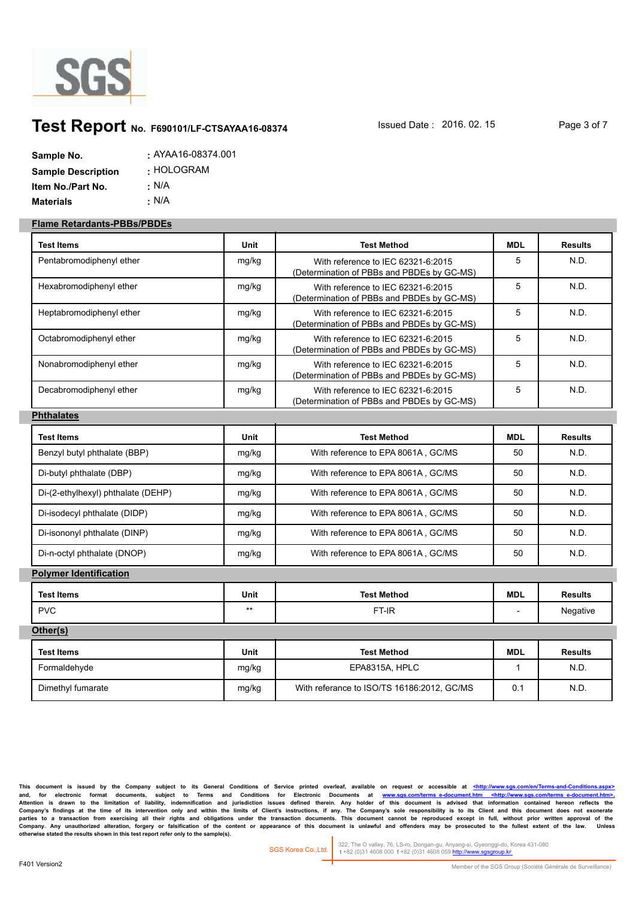# Test Report No. F690101/LF-CTSAYAA16-08374

Issued Date : 2016. 02. 15

**Sample No.** : AYAA16-08374.001
**Sample Description** : HOLOGRAM
**Item No./Part No.** : N/A
**Materials** : N/A

## Flame Retardants-PBBs/PBDEs

| Test Items | Unit | Test Method | MDL | Results |
|---|---|---|---|---|
| Pentabromodiphenyl ether | mg/kg | With reference to IEC 62321-6:2015 (Determination of PBBs and PBDEs by GC-MS) | 5 | N.D. |
| Hexabromodiphenyl ether | mg/kg | With reference to IEC 62321-6:2015 (Determination of PBBs and PBDEs by GC-MS) | 5 | N.D. |
| Heptabromodiphenyl ether | mg/kg | With reference to IEC 62321-6:2015 (Determination of PBBs and PBDEs by GC-MS) | 5 | N.D. |
| Octabromodiphenyl ether | mg/kg | With reference to IEC 62321-6:2015 (Determination of PBBs and PBDEs by GC-MS) | 5 | N.D. |
| Nonabromodiphenyl ether | mg/kg | With reference to IEC 62321-6:2015 (Determination of PBBs and PBDEs by GC-MS) | 5 | N.D. |
| Decabromodiphenyl ether | mg/kg | With reference to IEC 62321-6:2015 (Determination of PBBs and PBDEs by GC-MS) | 5 | N.D. |

## Phthalates

| Test Items | Unit | Test Method | MDL | Results |
|---|---|---|---|---|
| Benzyl butyl phthalate (BBP) | mg/kg | With reference to EPA 8061A , GC/MS | 50 | N.D. |
| Di-butyl phthalate (DBP) | mg/kg | With reference to EPA 8061A , GC/MS | 50 | N.D. |
| Di-(2-ethylhexyl) phthalate (DEHP) | mg/kg | With reference to EPA 8061A , GC/MS | 50 | N.D. |
| Di-isodecyl phthalate (DIDP) | mg/kg | With reference to EPA 8061A , GC/MS | 50 | N.D. |
| Di-isononyl phthalate (DINP) | mg/kg | With reference to EPA 8061A , GC/MS | 50 | N.D. |
| Di-n-octyl phthalate (DNOP) | mg/kg | With reference to EPA 8061A , GC/MS | 50 | N.D. |

## Polymer Identification

| Test Items | Unit | Test Method | MDL | Results |
|---|---|---|---|---|
| PVC | ** | FT-IR | - | Negative |

## Other(s)

| Test Items | Unit | Test Method | MDL | Results |
|---|---|---|---|---|
| Formaldehyde | mg/kg | EPA8315A, HPLC | 1 | N.D. |
| Dimethyl fumarate | mg/kg | With referance to ISO/TS 16186:2012, GC/MS | 0.1 | N.D. |

This document is issued by the Company subject to its General Conditions of Service printed overleaf, available on request or accessible at <http://www.sgs.com/en/Terms-and-Conditions.aspx> and, for electronic format documents, subject to Terms and Conditions for Electronic Documents at www.sgs.com/terms_e-document.htm <http://www.sgs.com/terms_e-document.htm>. Attention is drawn to the limitation of liability, indemnification and jurisdiction issues defined therein. Any holder of this document is advised that information contained hereon reflects the Company's findings at the time of its intervention only and within the limits of Client's instructions, if any. The Company's sole responsibility is to its Client and this document does not exonerate parties to a transaction from exercising all their rights and obligations under the transaction documents. This document cannot be reproduced except in full, without prior written approval of the Company. Any unauthorized alteration, forgery or falsification of the content or appearance of this document is unlawful and offenders may be prosecuted to the fullest extent of the law. Unless otherwise stated the results shown in this test report refer only to the sample(s).

SGS Korea Co.,Ltd. 322, The O valley, 76, LS-ro, Dongan-gu, Anyang-si, Gyeonggi-do, Korea 431-080 t +82 (0)31 4608 000 f +82 (0)31 4608 059 http://www.sgsgroup.kr

F401 Version2

Member of the SGS Group (Société Générale de Surveillance)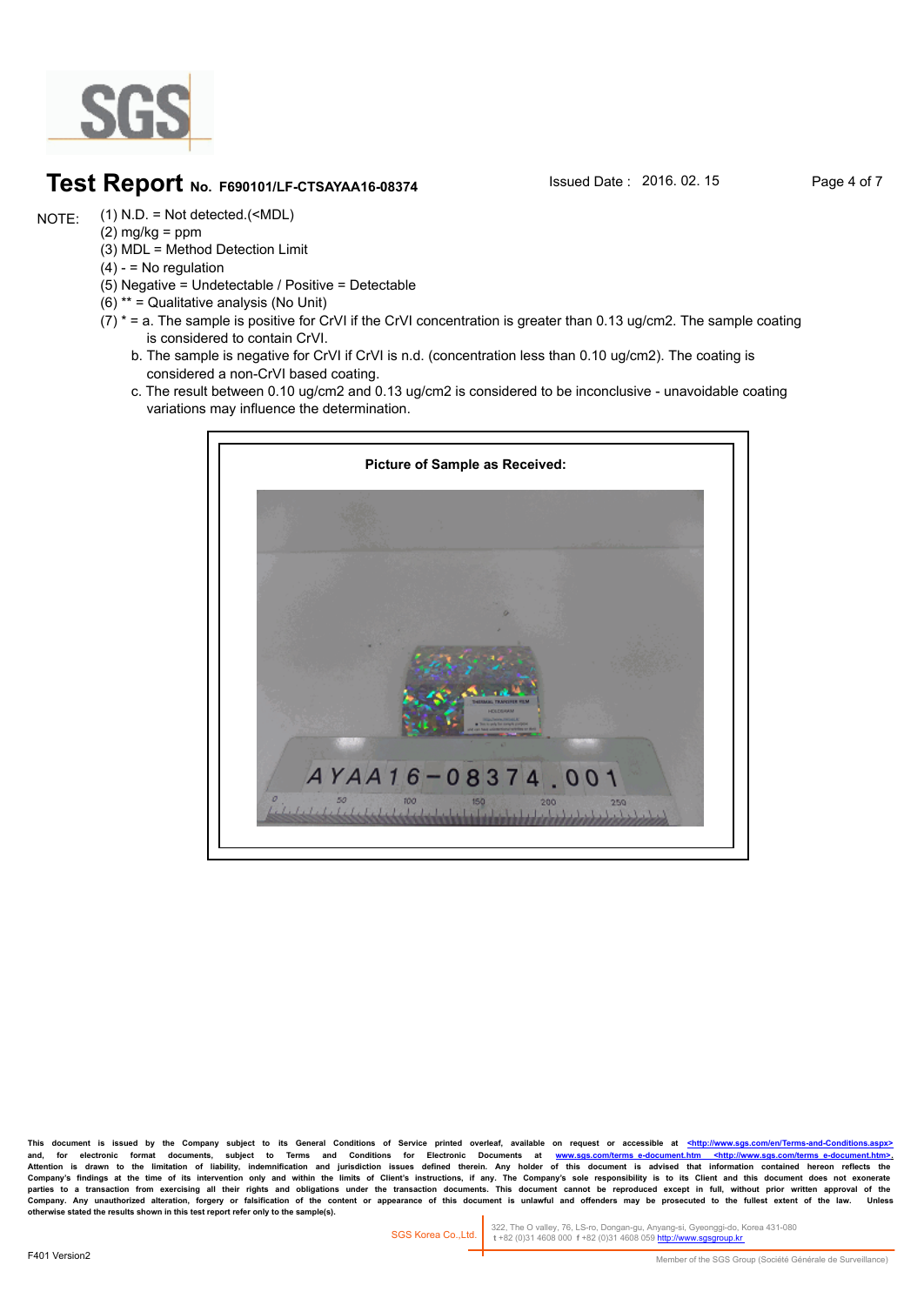# Test Report No. F690101/LF-CTSAYAA16-08374

Issued Date : 2016. 02. 15

NOTE:

(1) N.D. = Not detected.(<MDL)
(2) mg/kg = ppm
(3) MDL = Method Detection Limit
(4) - = No regulation
(5) Negative = Undetectable / Positive = Detectable
(6) ** = Qualitative analysis (No Unit)
(7) * = a. The sample is positive for CrVI if the CrVI concentration is greater than 0.13 ug/cm2. The sample coating is considered to contain CrVI.

b. The sample is negative for CrVI if CrVI is n.d. (concentration less than 0.10 ug/cm2). The coating is considered a non-CrVI based coating.

c. The result between 0.10 ug/cm2 and 0.13 ug/cm2 is considered to be inconclusive - unavoidable coating variations may influence the determination.

**Picture of Sample as Received:**

AYAA16-08374.001

This document is issued by the Company subject to its General Conditions of Service printed overleaf, available on request or accessible at <http://www.sgs.com/en/Terms-and-Conditions.aspx> and, for electronic format documents, subject to Terms and Conditions for Electronic Documents at www.sgs.com/terms_e-document.htm <http://www.sgs.com/terms_e-document.htm>. Attention is drawn to the limitation of liability, indemnification and jurisdiction issues defined therein. Any holder of this document is advised that information contained hereon reflects the Company's findings at the time of its intervention only and within the limits of Client's instructions, if any. The Company's sole responsibility is to its Client and this document does not exonerate parties to a transaction from exercising all their rights and obligations under the transaction documents. This document cannot be reproduced except in full, without prior written approval of the Company. Any unauthorized alteration, forgery or falsification of the content or appearance of this document is unlawful and offenders may be prosecuted to the fullest extent of the law. Unless otherwise stated the results shown in this test report refer only to the sample(s).

SGS Korea Co.,Ltd. 322, The O valley, 76, LS-ro, Dongan-gu, Anyang-si, Gyeonggi-do, Korea 431-080 t +82 (0)31 4608 000 f +82 (0)31 4608 059 http://www.sgsgroup.kr

F401 Version2

Member of the SGS Group (Société Générale de Surveillance)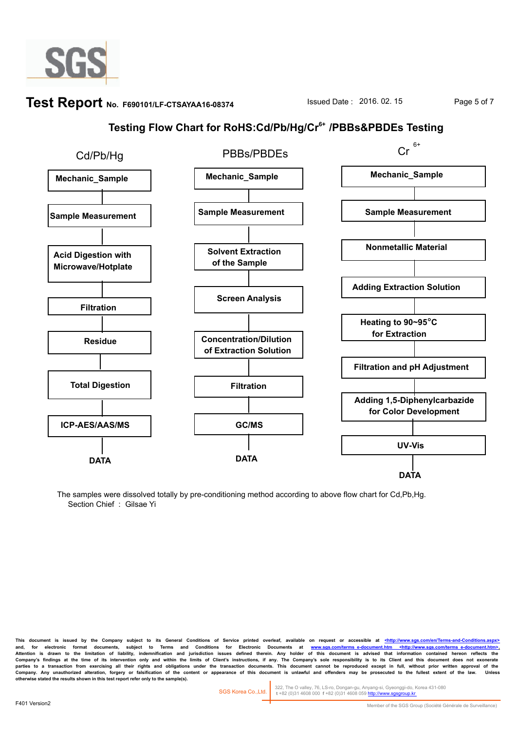# Test Report No. F690101/LF-CTSAYAA16-08374

Issued Date : 2016. 02. 15

## Testing Flow Chart for RoHS:Cd/Pb/Hg/$Cr^{6+}$ /PBBs&PBDEs Testing

**Cd/Pb/Hg**

1. Mechanic_Sample
2. Sample Measurement
3. Acid Digestion with Microwave/Hotplate
4. Filtration
5. Residue
6. Total Digestion
7. ICP-AES/AAS/MS
8. DATA

**PBBs/PBDEs**

1. Mechanic_Sample
2. Sample Measurement
3. Solvent Extraction of the Sample
4. Screen Analysis
5. Concentration/Dilution of Extraction Solution
6. Filtration
7. GC/MS
8. DATA

**$Cr^{6+}$**

1. Mechanic_Sample
2. Sample Measurement
3. Nonmetallic Material
4. Adding Extraction Solution
5. Heating to 90~95°C for Extraction
6. Filtration and pH Adjustment
7. Adding 1,5-Diphenylcarbazide for Color Development
8. UV-Vis
9. DATA

The samples were dissolved totally by pre-conditioning method according to above flow chart for Cd,Pb,Hg.

Section Chief : Gilsae Yi

This document is issued by the Company subject to its General Conditions of Service printed overleaf, available on request or accessible at <http://www.sgs.com/en/Terms-and-Conditions.aspx> and, for electronic format documents, subject to Terms and Conditions for Electronic Documents at www.sgs.com/terms_e-document.htm <http://www.sgs.com/terms_e-document.htm>. Attention is drawn to the limitation of liability, indemnification and jurisdiction issues defined therein. Any holder of this document is advised that information contained hereon reflects the Company's findings at the time of its intervention only and within the limits of Client's instructions, if any. The Company's sole responsibility is to its Client and this document does not exonerate parties to a transaction from exercising all their rights and obligations under the transaction documents. This document cannot be reproduced except in full, without prior written approval of the Company. Any unauthorized alteration, forgery or falsification of the content or appearance of this document is unlawful and offenders may be prosecuted to the fullest extent of the law. Unless otherwise stated the results shown in this test report refer only to the sample(s).

SGS Korea Co.,Ltd. 322, The O valley, 76, LS-ro, Dongan-gu, Anyang-si, Gyeonggi-do, Korea 431-080 t +82 (0)31 4608 000 f +82 (0)31 4608 059 http://www.sgsgroup.kr

F401 Version2

Member of the SGS Group (Société Générale de Surveillance)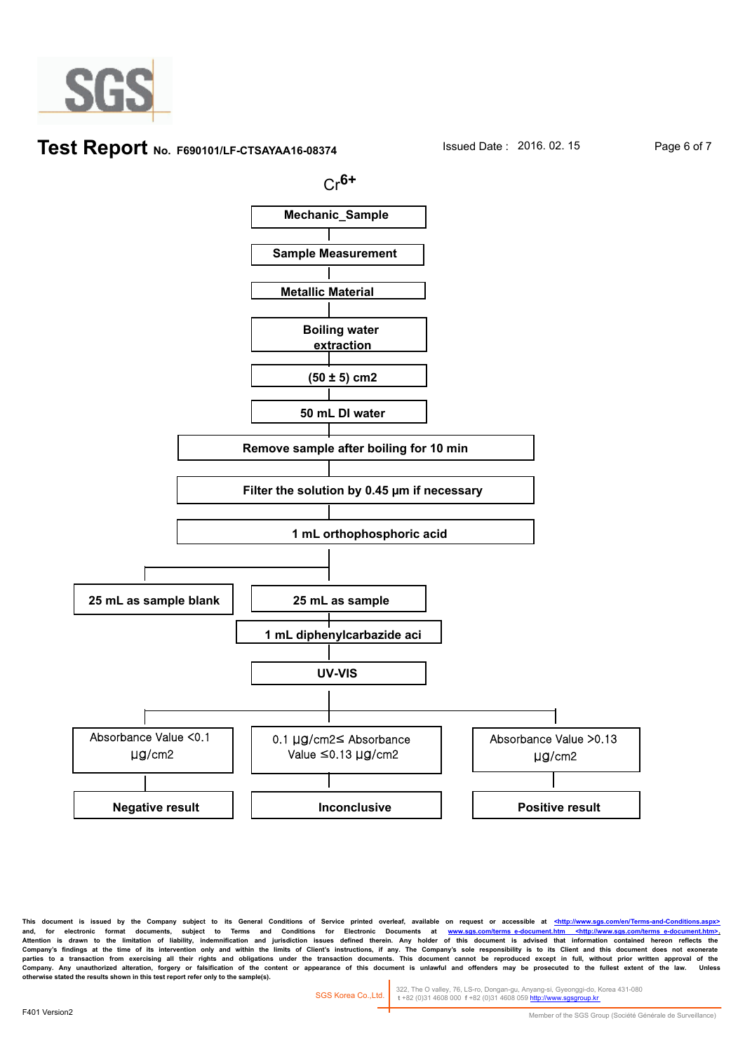**Test Report** No. F690101/LF-CTSAYAA16-08374 Issued Date : 2016. 02. 15

## $Cr^{6+}$

**Mechanic_Sample**

↓

**Sample Measurement**

↓

**Metallic Material**

↓

**Boiling water extraction**

↓

**(50 ± 5) cm2**

↓

**50 mL DI water**

↓

**Remove sample after boiling for 10 min**

↓

**Filter the solution by 0.45 μm if necessary**

↓

**1 mL orthophosphoric acid**

↓

- **25 mL as sample blank**
- **25 mL as sample**
  - ↓ **1 mL diphenylcarbazide aci**
  - ↓ **UV-VIS**
  - ↓
    - Absorbance Value <0.1 μg/cm2 → **Negative result**
    - 0.1 μg/cm2≤ Absorbance Value ≤0.13 μg/cm2 → **Inconclusive**
    - Absorbance Value >0.13 μg/cm2 → **Positive result**

This document is issued by the Company subject to its General Conditions of Service printed overleaf, available on request or accessible at <http://www.sgs.com/en/Terms-and-Conditions.aspx> and, for electronic format documents, subject to Terms and Conditions for Electronic Documents at www.sgs.com/terms_e-document.htm <http://www.sgs.com/terms_e-document.htm>. Attention is drawn to the limitation of liability, indemnification and jurisdiction issues defined therein. Any holder of this document is advised that information contained hereon reflects the Company's findings at the time of its intervention only and within the limits of Client's instructions, if any. The Company's sole responsibility is to its Client and this document does not exonerate parties to a transaction from exercising all their rights and obligations under the transaction documents. This document cannot be reproduced except in full, without prior written approval of the Company. Any unauthorized alteration, forgery or falsification of the content or appearance of this document is unlawful and offenders may be prosecuted to the fullest extent of the law. Unless otherwise stated the results shown in this test report refer only to the sample(s).

SGS Korea Co.,Ltd. | 322, The O valley, 76, LS-ro, Dongan-gu, Anyang-si, Gyeonggi-do, Korea 431-080 t +82 (0)31 4608 000 f +82 (0)31 4608 059 http://www.sgsgroup.kr

F401 Version2

Member of the SGS Group (Société Générale de Surveillance)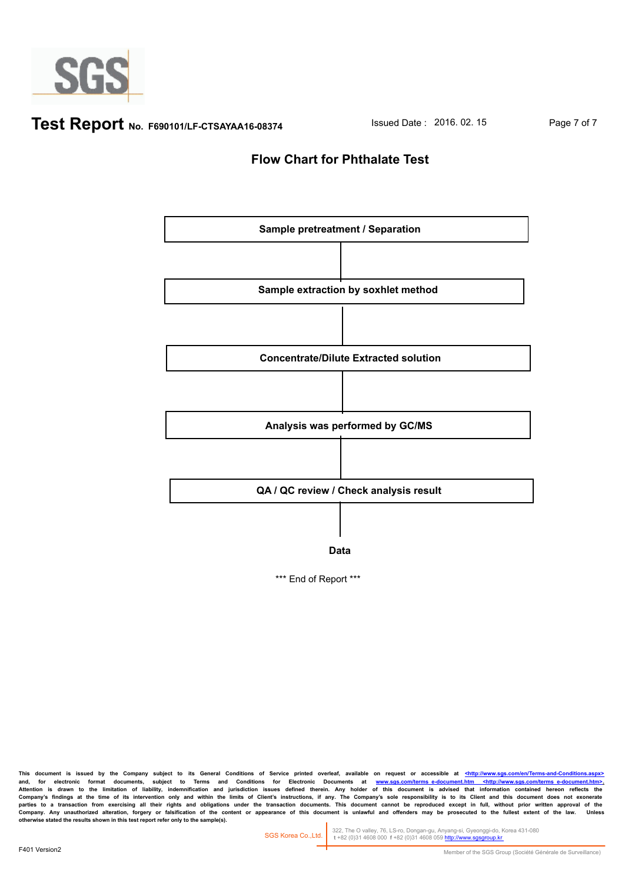## Flow Chart for Phthalate Test

**Sample pretreatment / Separation**

**Sample extraction by soxhlet method**

**Concentrate/Dilute Extracted solution**

**Analysis was performed by GC/MS**

**QA / QC review / Check analysis result**

**Data**

*** End of Report ***